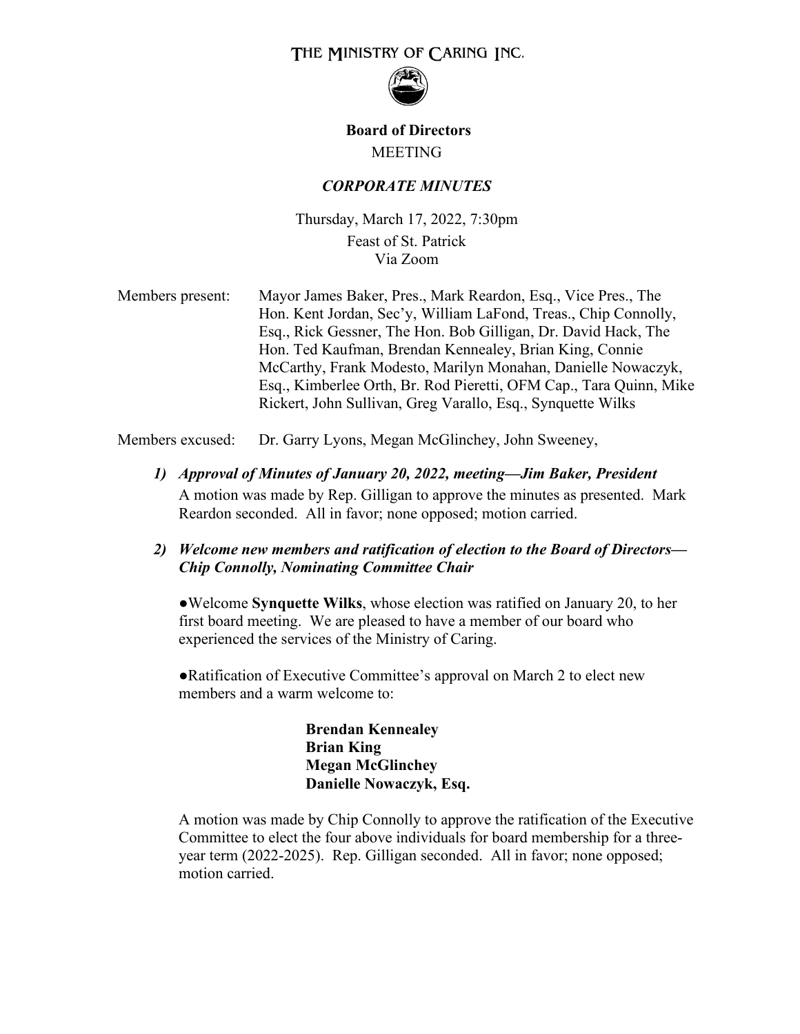# THE MINISTRY OF CARING INC.

**Board of Directors**

MEETING

***CORPORATE MINUTES***

Thursday, March 17, 2022, 7:30pm
Feast of St. Patrick
Via Zoom

Members present: Mayor James Baker, Pres., Mark Reardon, Esq., Vice Pres., The Hon. Kent Jordan, Sec'y, William LaFond, Treas., Chip Connolly, Esq., Rick Gessner, The Hon. Bob Gilligan, Dr. David Hack, The Hon. Ted Kaufman, Brendan Kennealey, Brian King, Connie McCarthy, Frank Modesto, Marilyn Monahan, Danielle Nowaczyk, Esq., Kimberlee Orth, Br. Rod Pieretti, OFM Cap., Tara Quinn, Mike Rickert, John Sullivan, Greg Varallo, Esq., Synquette Wilks

Members excused: Dr. Garry Lyons, Megan McGlinchey, John Sweeney,

1) ***Approval of Minutes of January 20, 2022, meeting—Jim Baker, President***

   A motion was made by Rep. Gilligan to approve the minutes as presented. Mark Reardon seconded. All in favor; none opposed; motion carried.

2) ***Welcome new members and ratification of election to the Board of Directors—Chip Connolly, Nominating Committee Chair***

   ●Welcome **Synquette Wilks**, whose election was ratified on January 20, to her first board meeting. We are pleased to have a member of our board who experienced the services of the Ministry of Caring.

   ●Ratification of Executive Committee's approval on March 2 to elect new members and a warm welcome to:

   **Brendan Kennealey**
   **Brian King**
   **Megan McGlinchey**
   **Danielle Nowaczyk, Esq.**

   A motion was made by Chip Connolly to approve the ratification of the Executive Committee to elect the four above individuals for board membership for a three-year term (2022-2025). Rep. Gilligan seconded. All in favor; none opposed; motion carried.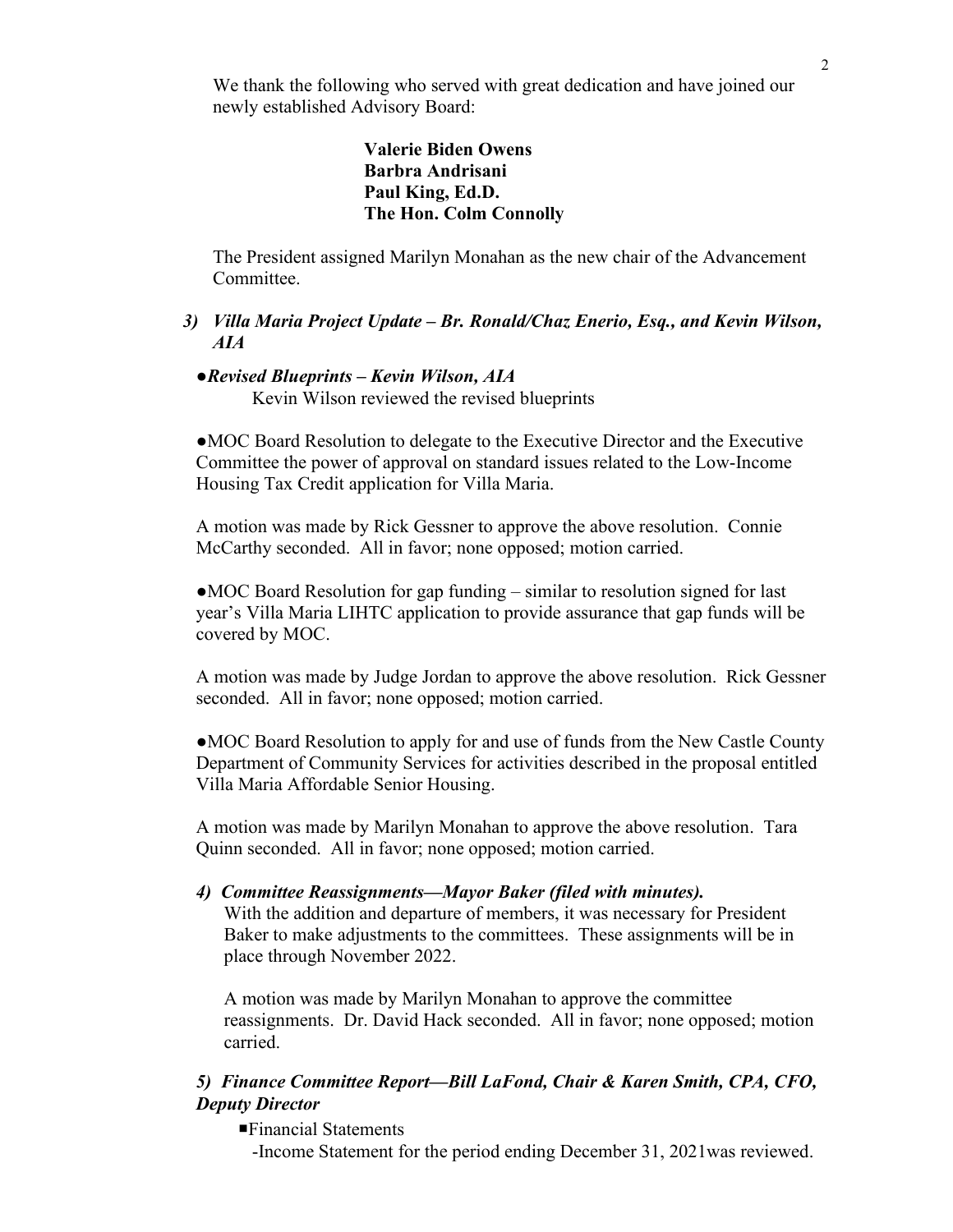We thank the following who served with great dedication and have joined our newly established Advisory Board:

**Valerie Biden Owens**
**Barbra Andrisani**
**Paul King, Ed.D.**
**The Hon. Colm Connolly**

The President assigned Marilyn Monahan as the new chair of the Advancement Committee.

***3) Villa Maria Project Update – Br. Ronald/Chaz Enerio, Esq., and Kevin Wilson, AIA***

●***Revised Blueprints – Kevin Wilson, AIA***
Kevin Wilson reviewed the revised blueprints

●MOC Board Resolution to delegate to the Executive Director and the Executive Committee the power of approval on standard issues related to the Low-Income Housing Tax Credit application for Villa Maria.

A motion was made by Rick Gessner to approve the above resolution. Connie McCarthy seconded. All in favor; none opposed; motion carried.

●MOC Board Resolution for gap funding – similar to resolution signed for last year's Villa Maria LIHTC application to provide assurance that gap funds will be covered by MOC.

A motion was made by Judge Jordan to approve the above resolution. Rick Gessner seconded. All in favor; none opposed; motion carried.

●MOC Board Resolution to apply for and use of funds from the New Castle County Department of Community Services for activities described in the proposal entitled Villa Maria Affordable Senior Housing.

A motion was made by Marilyn Monahan to approve the above resolution. Tara Quinn seconded. All in favor; none opposed; motion carried.

***4) Committee Reassignments—Mayor Baker (filed with minutes).***

With the addition and departure of members, it was necessary for President Baker to make adjustments to the committees. These assignments will be in place through November 2022.

A motion was made by Marilyn Monahan to approve the committee reassignments. Dr. David Hack seconded. All in favor; none opposed; motion carried.

***5) Finance Committee Report—Bill LaFond, Chair & Karen Smith, CPA, CFO, Deputy Director***

▪Financial Statements
-Income Statement for the period ending December 31, 2021was reviewed.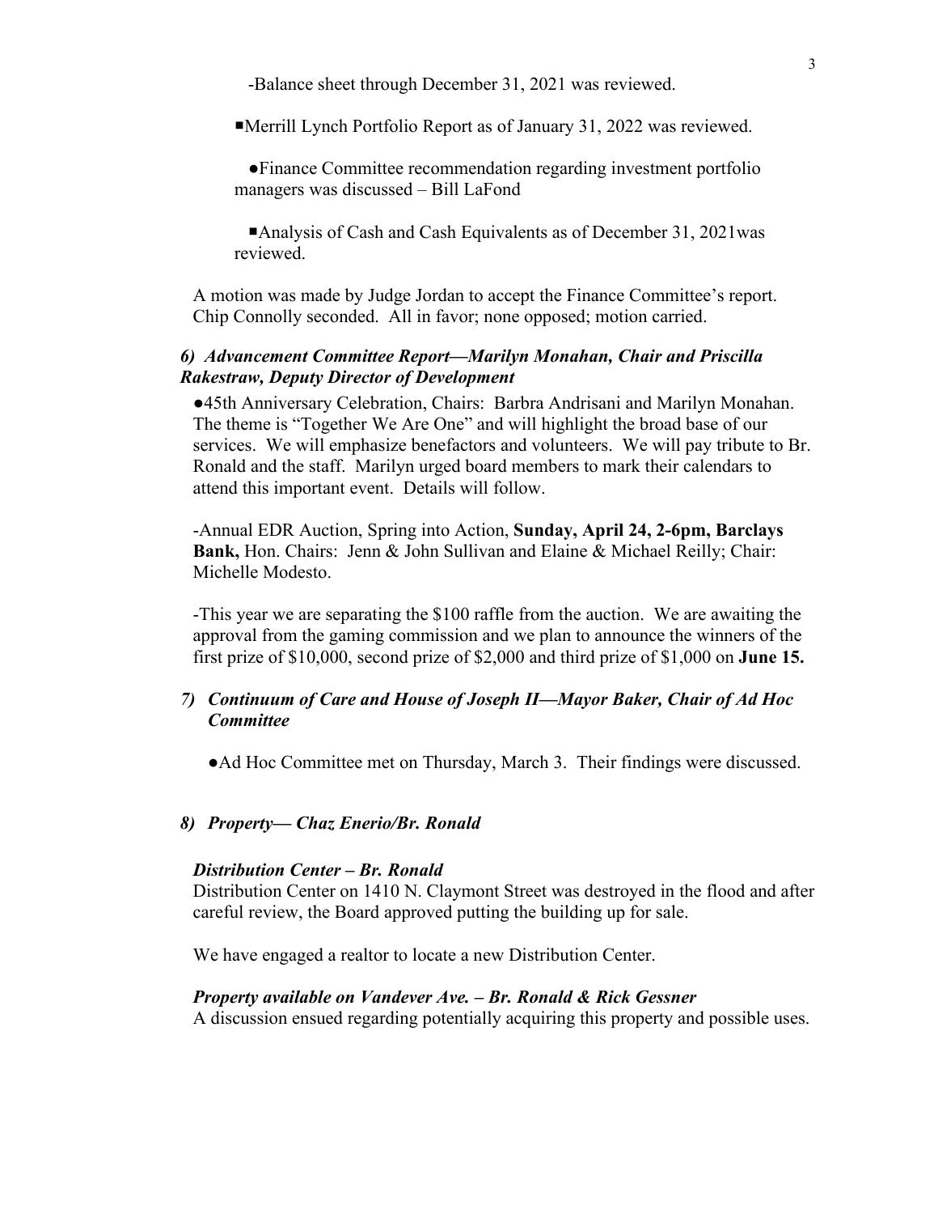-Balance sheet through December 31, 2021 was reviewed.

▪Merrill Lynch Portfolio Report as of January 31, 2022 was reviewed.

●Finance Committee recommendation regarding investment portfolio managers was discussed – Bill LaFond

▪Analysis of Cash and Cash Equivalents as of December 31, 2021was reviewed.

A motion was made by Judge Jordan to accept the Finance Committee's report. Chip Connolly seconded. All in favor; none opposed; motion carried.

### *6) Advancement Committee Report—Marilyn Monahan, Chair and Priscilla Rakestraw, Deputy Director of Development*

●45th Anniversary Celebration, Chairs: Barbra Andrisani and Marilyn Monahan. The theme is "Together We Are One" and will highlight the broad base of our services. We will emphasize benefactors and volunteers. We will pay tribute to Br. Ronald and the staff. Marilyn urged board members to mark their calendars to attend this important event. Details will follow.

-Annual EDR Auction, Spring into Action, **Sunday, April 24, 2-6pm, Barclays Bank,** Hon. Chairs: Jenn & John Sullivan and Elaine & Michael Reilly; Chair: Michelle Modesto.

-This year we are separating the $100 raffle from the auction. We are awaiting the approval from the gaming commission and we plan to announce the winners of the first prize of $10,000, second prize of $2,000 and third prize of $1,000 on **June 15.**

### *7) Continuum of Care and House of Joseph II—Mayor Baker, Chair of Ad Hoc Committee*

●Ad Hoc Committee met on Thursday, March 3. Their findings were discussed.

### *8) Property— Chaz Enerio/Br. Ronald*

***Distribution Center – Br. Ronald***

Distribution Center on 1410 N. Claymont Street was destroyed in the flood and after careful review, the Board approved putting the building up for sale.

We have engaged a realtor to locate a new Distribution Center.

***Property available on Vandever Ave. – Br. Ronald & Rick Gessner***

A discussion ensued regarding potentially acquiring this property and possible uses.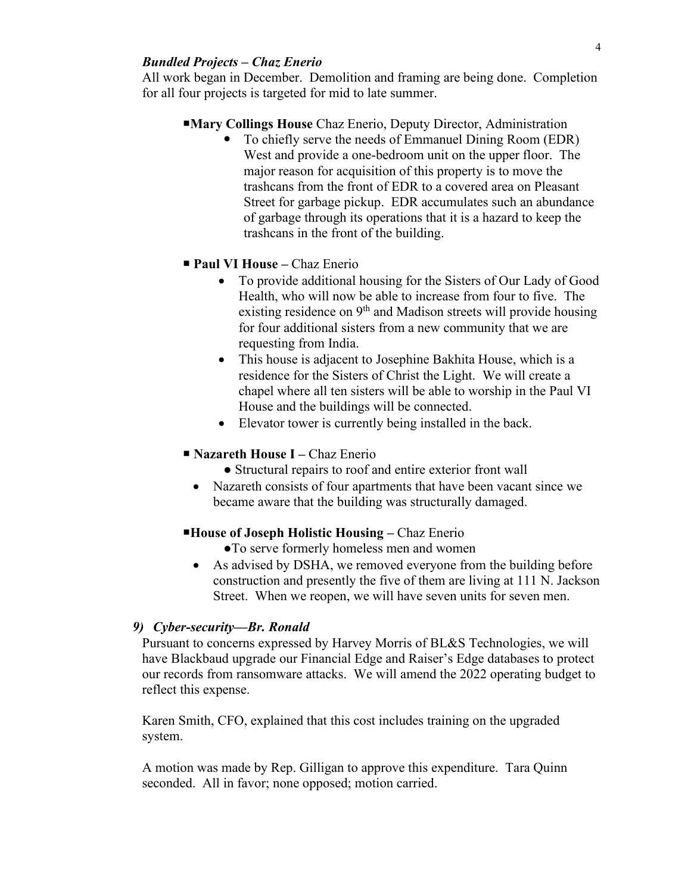***Bundled Projects – Chaz Enerio***

All work began in December. Demolition and framing are being done. Completion for all four projects is targeted for mid to late summer.

■**Mary Collings House** Chaz Enerio, Deputy Director, Administration

- To chiefly serve the needs of Emmanuel Dining Room (EDR) West and provide a one-bedroom unit on the upper floor. The major reason for acquisition of this property is to move the trashcans from the front of EDR to a covered area on Pleasant Street for garbage pickup. EDR accumulates such an abundance of garbage through its operations that it is a hazard to keep the trashcans in the front of the building.

■ **Paul VI House –** Chaz Enerio

- To provide additional housing for the Sisters of Our Lady of Good Health, who will now be able to increase from four to five. The existing residence on 9th and Madison streets will provide housing for four additional sisters from a new community that we are requesting from India.
- This house is adjacent to Josephine Bakhita House, which is a residence for the Sisters of Christ the Light. We will create a chapel where all ten sisters will be able to worship in the Paul VI House and the buildings will be connected.
- Elevator tower is currently being installed in the back.

■ **Nazareth House I –** Chaz Enerio

- Structural repairs to roof and entire exterior front wall
- Nazareth consists of four apartments that have been vacant since we became aware that the building was structurally damaged.

■**House of Joseph Holistic Housing –** Chaz Enerio

- To serve formerly homeless men and women
- As advised by DSHA, we removed everyone from the building before construction and presently the five of them are living at 111 N. Jackson Street. When we reopen, we will have seven units for seven men.

### *9) Cyber-security—Br. Ronald*

Pursuant to concerns expressed by Harvey Morris of BL&S Technologies, we will have Blackbaud upgrade our Financial Edge and Raiser's Edge databases to protect our records from ransomware attacks. We will amend the 2022 operating budget to reflect this expense.

Karen Smith, CFO, explained that this cost includes training on the upgraded system.

A motion was made by Rep. Gilligan to approve this expenditure. Tara Quinn seconded. All in favor; none opposed; motion carried.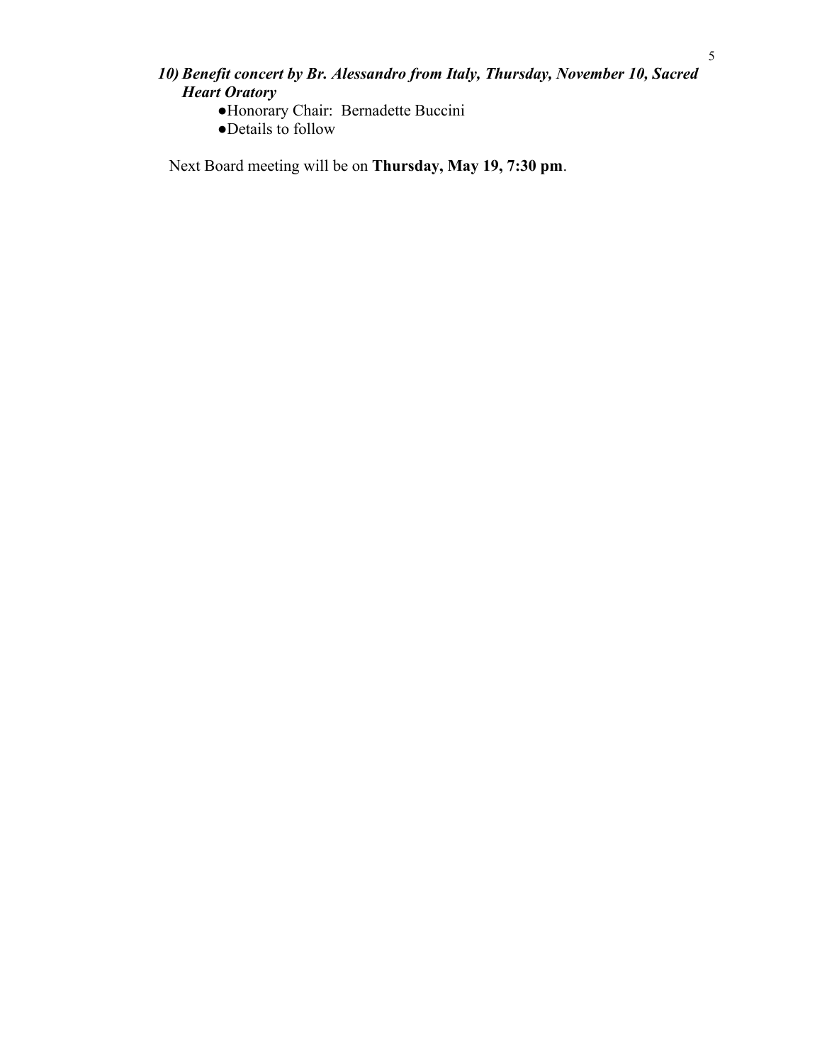***10) Benefit concert by Br. Alessandro from Italy, Thursday, November 10, Sacred Heart Oratory***

- ●Honorary Chair: Bernadette Buccini
- ●Details to follow

Next Board meeting will be on **Thursday, May 19, 7:30 pm**.